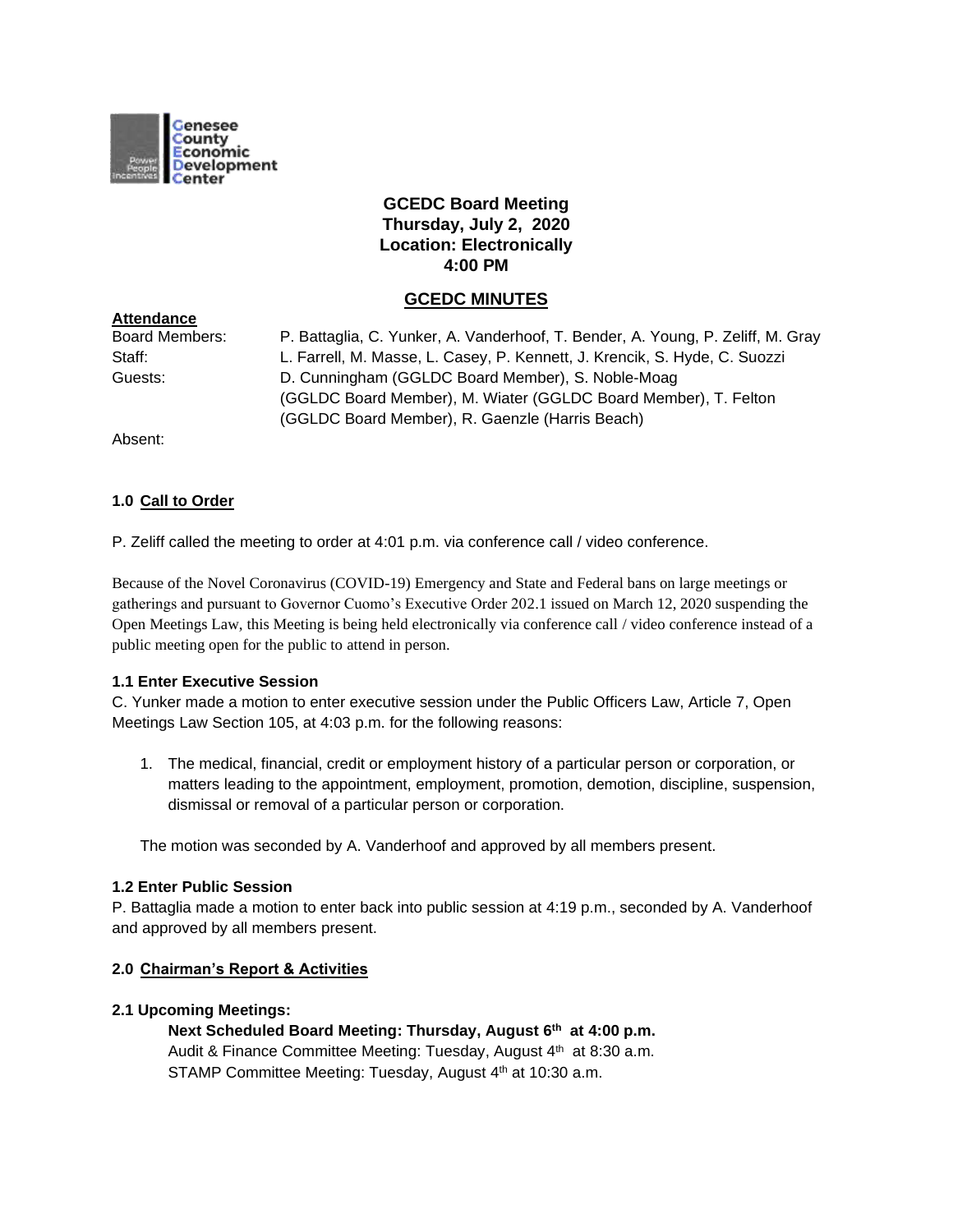Genesee County Economic Development Center

**GCEDC Board Meeting**
**Thursday, July 2, 2020**
**Location: Electronically**
**4:00 PM**

## GCEDC MINUTES

**Attendance**

Board Members: P. Battaglia, C. Yunker, A. Vanderhoof, T. Bender, A. Young, P. Zeliff, M. Gray
Staff: L. Farrell, M. Masse, L. Casey, P. Kennett, J. Krencik, S. Hyde, C. Suozzi
Guests: D. Cunningham (GGLDC Board Member), S. Noble-Moag (GGLDC Board Member), M. Wiater (GGLDC Board Member), T. Felton (GGLDC Board Member), R. Gaenzle (Harris Beach)
Absent:

### 1.0 Call to Order

P. Zeliff called the meeting to order at 4:01 p.m. via conference call / video conference.

Because of the Novel Coronavirus (COVID-19) Emergency and State and Federal bans on large meetings or gatherings and pursuant to Governor Cuomo's Executive Order 202.1 issued on March 12, 2020 suspending the Open Meetings Law, this Meeting is being held electronically via conference call / video conference instead of a public meeting open for the public to attend in person.

**1.1 Enter Executive Session**

C. Yunker made a motion to enter executive session under the Public Officers Law, Article 7, Open Meetings Law Section 105, at 4:03 p.m. for the following reasons:

1. The medical, financial, credit or employment history of a particular person or corporation, or matters leading to the appointment, employment, promotion, demotion, discipline, suspension, dismissal or removal of a particular person or corporation.

The motion was seconded by A. Vanderhoof and approved by all members present.

**1.2 Enter Public Session**

P. Battaglia made a motion to enter back into public session at 4:19 p.m., seconded by A. Vanderhoof and approved by all members present.

### 2.0 Chairman's Report & Activities

**2.1 Upcoming Meetings:**

**Next Scheduled Board Meeting: Thursday, August 6th at 4:00 p.m.**
Audit & Finance Committee Meeting: Tuesday, August 4th at 8:30 a.m.
STAMP Committee Meeting: Tuesday, August 4th at 10:30 a.m.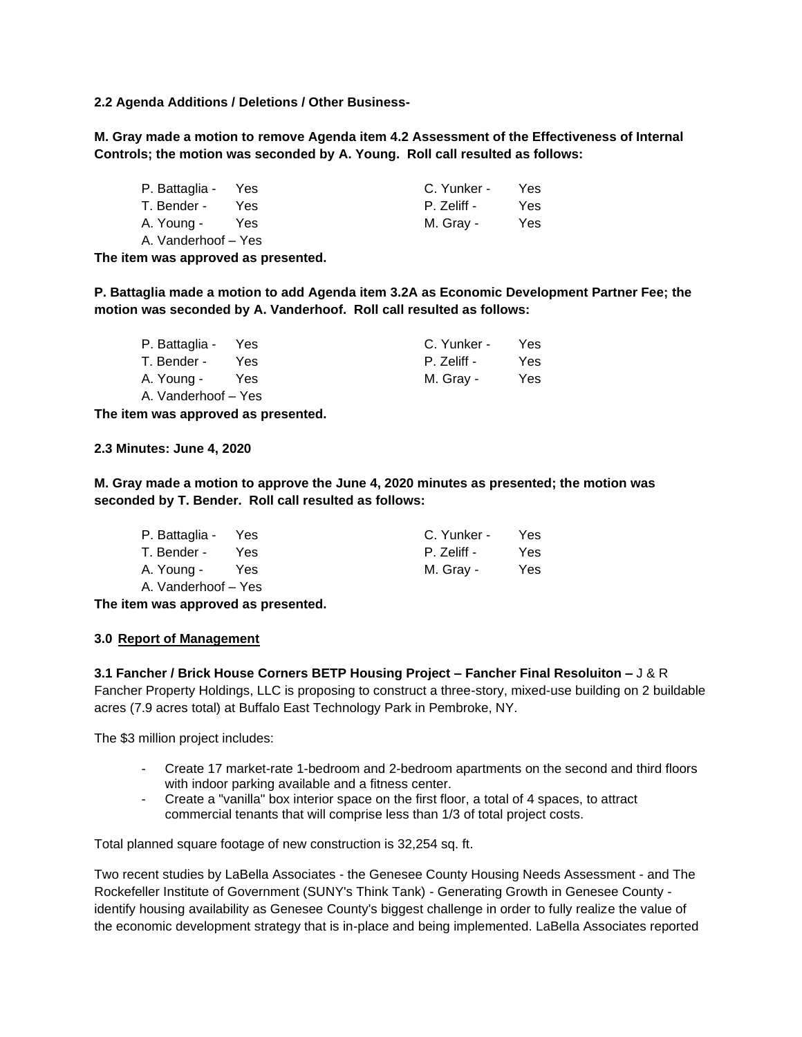**2.2 Agenda Additions / Deletions / Other Business-**

**M. Gray made a motion to remove Agenda item 4.2 Assessment of the Effectiveness of Internal Controls; the motion was seconded by A. Young. Roll call resulted as follows:**

P. Battaglia - Yes
T. Bender - Yes
A. Young - Yes
A. Vanderhoof – Yes
C. Yunker - Yes
P. Zeliff - Yes
M. Gray - Yes

**The item was approved as presented.**

**P. Battaglia made a motion to add Agenda item 3.2A as Economic Development Partner Fee; the motion was seconded by A. Vanderhoof. Roll call resulted as follows:**

P. Battaglia - Yes
T. Bender - Yes
A. Young - Yes
A. Vanderhoof – Yes
C. Yunker - Yes
P. Zeliff - Yes
M. Gray - Yes

**The item was approved as presented.**

**2.3 Minutes: June 4, 2020**

**M. Gray made a motion to approve the June 4, 2020 minutes as presented; the motion was seconded by T. Bender. Roll call resulted as follows:**

P. Battaglia - Yes
T. Bender - Yes
A. Young - Yes
A. Vanderhoof – Yes
C. Yunker - Yes
P. Zeliff - Yes
M. Gray - Yes

**The item was approved as presented.**

## 3.0 Report of Management

**3.1 Fancher / Brick House Corners BETP Housing Project – Fancher Final Resoluiton –** J & R Fancher Property Holdings, LLC is proposing to construct a three-story, mixed-use building on 2 buildable acres (7.9 acres total) at Buffalo East Technology Park in Pembroke, NY.

The $3 million project includes:

- Create 17 market-rate 1-bedroom and 2-bedroom apartments on the second and third floors with indoor parking available and a fitness center.
- Create a "vanilla" box interior space on the first floor, a total of 4 spaces, to attract commercial tenants that will comprise less than 1/3 of total project costs.

Total planned square footage of new construction is 32,254 sq. ft.

Two recent studies by LaBella Associates - the Genesee County Housing Needs Assessment - and The Rockefeller Institute of Government (SUNY's Think Tank) - Generating Growth in Genesee County - identify housing availability as Genesee County's biggest challenge in order to fully realize the value of the economic development strategy that is in-place and being implemented. LaBella Associates reported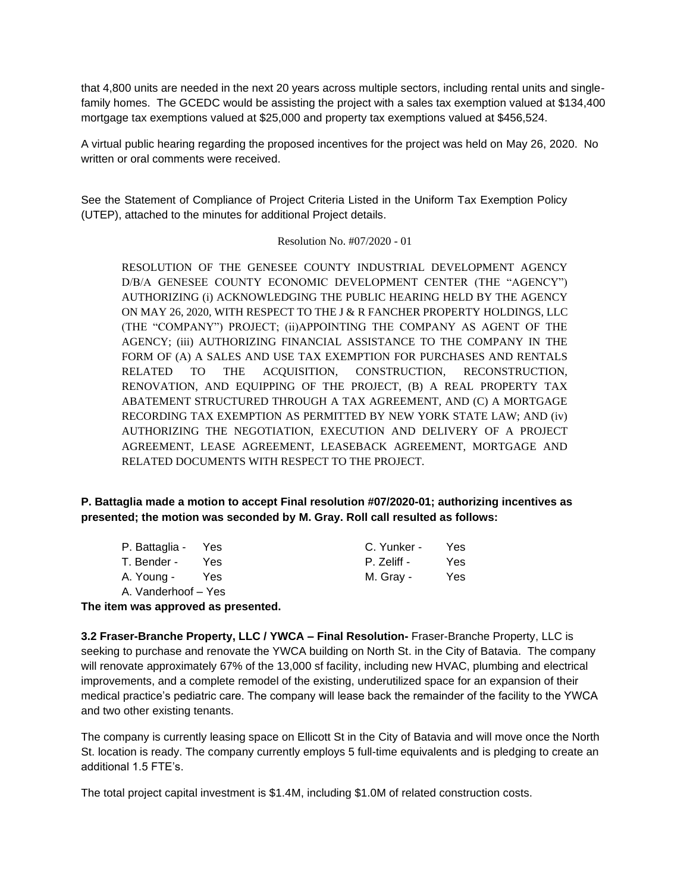that 4,800 units are needed in the next 20 years across multiple sectors, including rental units and single-family homes. The GCEDC would be assisting the project with a sales tax exemption valued at $134,400 mortgage tax exemptions valued at $25,000 and property tax exemptions valued at $456,524.

A virtual public hearing regarding the proposed incentives for the project was held on May 26, 2020. No written or oral comments were received.

See the Statement of Compliance of Project Criteria Listed in the Uniform Tax Exemption Policy (UTEP), attached to the minutes for additional Project details.

Resolution No. #07/2020 - 01

RESOLUTION OF THE GENESEE COUNTY INDUSTRIAL DEVELOPMENT AGENCY D/B/A GENESEE COUNTY ECONOMIC DEVELOPMENT CENTER (THE "AGENCY") AUTHORIZING (i) ACKNOWLEDGING THE PUBLIC HEARING HELD BY THE AGENCY ON MAY 26, 2020, WITH RESPECT TO THE J & R FANCHER PROPERTY HOLDINGS, LLC (THE "COMPANY") PROJECT; (ii)APPOINTING THE COMPANY AS AGENT OF THE AGENCY; (iii) AUTHORIZING FINANCIAL ASSISTANCE TO THE COMPANY IN THE FORM OF (A) A SALES AND USE TAX EXEMPTION FOR PURCHASES AND RENTALS RELATED TO THE ACQUISITION, CONSTRUCTION, RECONSTRUCTION, RENOVATION, AND EQUIPPING OF THE PROJECT, (B) A REAL PROPERTY TAX ABATEMENT STRUCTURED THROUGH A TAX AGREEMENT, AND (C) A MORTGAGE RECORDING TAX EXEMPTION AS PERMITTED BY NEW YORK STATE LAW; AND (iv) AUTHORIZING THE NEGOTIATION, EXECUTION AND DELIVERY OF A PROJECT AGREEMENT, LEASE AGREEMENT, LEASEBACK AGREEMENT, MORTGAGE AND RELATED DOCUMENTS WITH RESPECT TO THE PROJECT.

**P. Battaglia made a motion to accept Final resolution #07/2020-01; authorizing incentives as presented; the motion was seconded by M. Gray. Roll call resulted as follows:**

P. Battaglia - Yes
T. Bender - Yes
A. Young - Yes
A. Vanderhoof – Yes
C. Yunker - Yes
P. Zeliff - Yes
M. Gray - Yes

**The item was approved as presented.**

**3.2 Fraser-Branche Property, LLC / YWCA – Final Resolution-** Fraser-Branche Property, LLC is seeking to purchase and renovate the YWCA building on North St. in the City of Batavia. The company will renovate approximately 67% of the 13,000 sf facility, including new HVAC, plumbing and electrical improvements, and a complete remodel of the existing, underutilized space for an expansion of their medical practice's pediatric care. The company will lease back the remainder of the facility to the YWCA and two other existing tenants.

The company is currently leasing space on Ellicott St in the City of Batavia and will move once the North St. location is ready. The company currently employs 5 full-time equivalents and is pledging to create an additional 1.5 FTE's.

The total project capital investment is $1.4M, including $1.0M of related construction costs.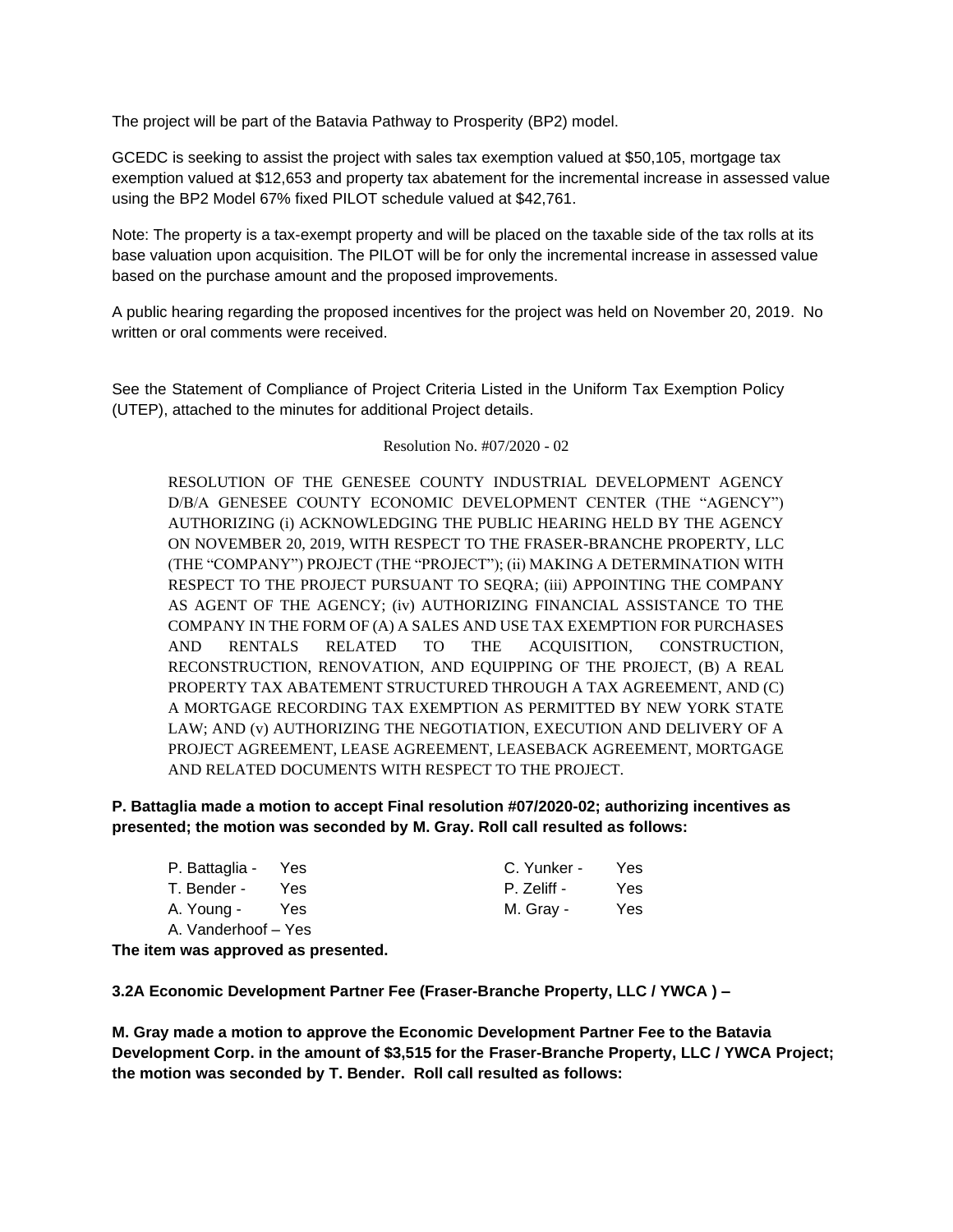The project will be part of the Batavia Pathway to Prosperity (BP2) model.

GCEDC is seeking to assist the project with sales tax exemption valued at $50,105, mortgage tax exemption valued at $12,653 and property tax abatement for the incremental increase in assessed value using the BP2 Model 67% fixed PILOT schedule valued at $42,761.

Note: The property is a tax-exempt property and will be placed on the taxable side of the tax rolls at its base valuation upon acquisition. The PILOT will be for only the incremental increase in assessed value based on the purchase amount and the proposed improvements.

A public hearing regarding the proposed incentives for the project was held on November 20, 2019. No written or oral comments were received.

See the Statement of Compliance of Project Criteria Listed in the Uniform Tax Exemption Policy (UTEP), attached to the minutes for additional Project details.

Resolution No. #07/2020 - 02

RESOLUTION OF THE GENESEE COUNTY INDUSTRIAL DEVELOPMENT AGENCY D/B/A GENESEE COUNTY ECONOMIC DEVELOPMENT CENTER (THE "AGENCY") AUTHORIZING (i) ACKNOWLEDGING THE PUBLIC HEARING HELD BY THE AGENCY ON NOVEMBER 20, 2019, WITH RESPECT TO THE FRASER-BRANCHE PROPERTY, LLC (THE "COMPANY") PROJECT (THE "PROJECT"); (ii) MAKING A DETERMINATION WITH RESPECT TO THE PROJECT PURSUANT TO SEQRA; (iii) APPOINTING THE COMPANY AS AGENT OF THE AGENCY; (iv) AUTHORIZING FINANCIAL ASSISTANCE TO THE COMPANY IN THE FORM OF (A) A SALES AND USE TAX EXEMPTION FOR PURCHASES AND RENTALS RELATED TO THE ACQUISITION, CONSTRUCTION, RECONSTRUCTION, RENOVATION, AND EQUIPPING OF THE PROJECT, (B) A REAL PROPERTY TAX ABATEMENT STRUCTURED THROUGH A TAX AGREEMENT, AND (C) A MORTGAGE RECORDING TAX EXEMPTION AS PERMITTED BY NEW YORK STATE LAW; AND (v) AUTHORIZING THE NEGOTIATION, EXECUTION AND DELIVERY OF A PROJECT AGREEMENT, LEASE AGREEMENT, LEASEBACK AGREEMENT, MORTGAGE AND RELATED DOCUMENTS WITH RESPECT TO THE PROJECT.

**P. Battaglia made a motion to accept Final resolution #07/2020-02; authorizing incentives as presented; the motion was seconded by M. Gray. Roll call resulted as follows:**

P. Battaglia - Yes
T. Bender - Yes
A. Young - Yes
A. Vanderhoof – Yes
C. Yunker - Yes
P. Zeliff - Yes
M. Gray - Yes

**The item was approved as presented.**

**3.2A Economic Development Partner Fee (Fraser-Branche Property, LLC / YWCA ) –**

**M. Gray made a motion to approve the Economic Development Partner Fee to the Batavia Development Corp. in the amount of $3,515 for the Fraser-Branche Property, LLC / YWCA Project; the motion was seconded by T. Bender. Roll call resulted as follows:**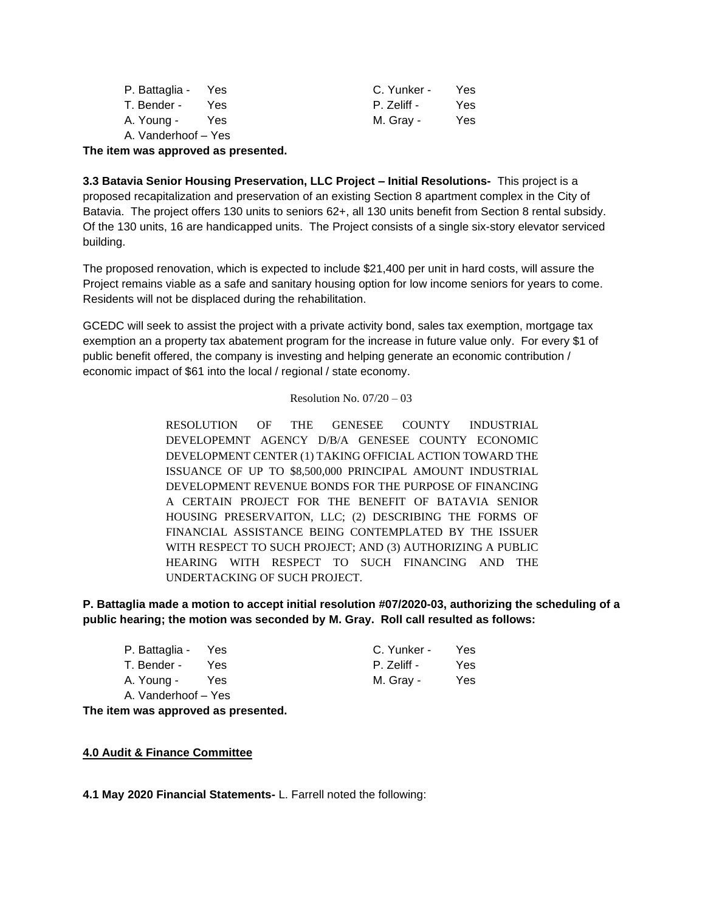| | | | |
|---|---|---|---|
| P. Battaglia - | Yes | C. Yunker - | Yes |
| T. Bender - | Yes | P. Zeliff - | Yes |
| A. Young - | Yes | M. Gray - | Yes |
| A. Vanderhoof – Yes | | | |

**The item was approved as presented.**

**3.3 Batavia Senior Housing Preservation, LLC Project – Initial Resolutions-** This project is a proposed recapitalization and preservation of an existing Section 8 apartment complex in the City of Batavia. The project offers 130 units to seniors 62+, all 130 units benefit from Section 8 rental subsidy. Of the 130 units, 16 are handicapped units. The Project consists of a single six-story elevator serviced building.

The proposed renovation, which is expected to include $21,400 per unit in hard costs, will assure the Project remains viable as a safe and sanitary housing option for low income seniors for years to come. Residents will not be displaced during the rehabilitation.

GCEDC will seek to assist the project with a private activity bond, sales tax exemption, mortgage tax exemption an a property tax abatement program for the increase in future value only. For every $1 of public benefit offered, the company is investing and helping generate an economic contribution / economic impact of $61 into the local / regional / state economy.

Resolution No. 07/20 – 03

RESOLUTION OF THE GENESEE COUNTY INDUSTRIAL DEVELOPEMNT AGENCY D/B/A GENESEE COUNTY ECONOMIC DEVELOPMENT CENTER (1) TAKING OFFICIAL ACTION TOWARD THE ISSUANCE OF UP TO $8,500,000 PRINCIPAL AMOUNT INDUSTRIAL DEVELOPMENT REVENUE BONDS FOR THE PURPOSE OF FINANCING A CERTAIN PROJECT FOR THE BENEFIT OF BATAVIA SENIOR HOUSING PRESERVAITON, LLC; (2) DESCRIBING THE FORMS OF FINANCIAL ASSISTANCE BEING CONTEMPLATED BY THE ISSUER WITH RESPECT TO SUCH PROJECT; AND (3) AUTHORIZING A PUBLIC HEARING WITH RESPECT TO SUCH FINANCING AND THE UNDERTACKING OF SUCH PROJECT.

**P. Battaglia made a motion to accept initial resolution #07/2020-03, authorizing the scheduling of a public hearing; the motion was seconded by M. Gray. Roll call resulted as follows:**

| | | | |
|---|---|---|---|
| P. Battaglia - | Yes | C. Yunker - | Yes |
| T. Bender - | Yes | P. Zeliff - | Yes |
| A. Young - | Yes | M. Gray - | Yes |
| A. Vanderhoof – Yes | | | |

**The item was approved as presented.**

## 4.0 Audit & Finance Committee

**4.1 May 2020 Financial Statements-** L. Farrell noted the following: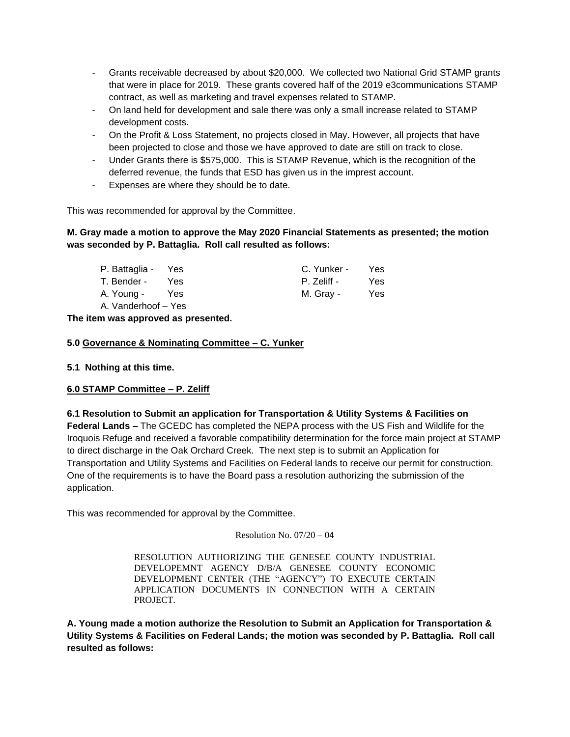- Grants receivable decreased by about $20,000. We collected two National Grid STAMP grants that were in place for 2019. These grants covered half of the 2019 e3communications STAMP contract, as well as marketing and travel expenses related to STAMP.
- On land held for development and sale there was only a small increase related to STAMP development costs.
- On the Profit & Loss Statement, no projects closed in May. However, all projects that have been projected to close and those we have approved to date are still on track to close.
- Under Grants there is $575,000. This is STAMP Revenue, which is the recognition of the deferred revenue, the funds that ESD has given us in the impress account.
- Expenses are where they should be to date.

This was recommended for approval by the Committee.

**M. Gray made a motion to approve the May 2020 Financial Statements as presented; the motion was seconded by P. Battaglia. Roll call resulted as follows:**

| | | | |
|---|---|---|---|
| P. Battaglia - | Yes | C. Yunker - | Yes |
| T. Bender - | Yes | P. Zeliff - | Yes |
| A. Young - | Yes | M. Gray - | Yes |
| A. Vanderhoof – Yes | | | |

**The item was approved as presented.**

**5.0 <u>Governance & Nominating Committee – C. Yunker</u>**

**5.1 Nothing at this time.**

**<u>6.0 STAMP Committee – P. Zeliff</u>**

**6.1 Resolution to Submit an application for Transportation & Utility Systems & Facilities on Federal Lands –** The GCEDC has completed the NEPA process with the US Fish and Wildlife for the Iroquois Refuge and received a favorable compatibility determination for the force main project at STAMP to direct discharge in the Oak Orchard Creek. The next step is to submit an Application for Transportation and Utility Systems and Facilities on Federal lands to receive our permit for construction. One of the requirements is to have the Board pass a resolution authorizing the submission of the application.

This was recommended for approval by the Committee.

Resolution No. 07/20 – 04

RESOLUTION AUTHORIZING THE GENESEE COUNTY INDUSTRIAL DEVELOPEMNT AGENCY D/B/A GENESEE COUNTY ECONOMIC DEVELOPMENT CENTER (THE "AGENCY") TO EXECUTE CERTAIN APPLICATION DOCUMENTS IN CONNECTION WITH A CERTAIN PROJECT.

**A. Young made a motion authorize the Resolution to Submit an Application for Transportation & Utility Systems & Facilities on Federal Lands; the motion was seconded by P. Battaglia. Roll call resulted as follows:**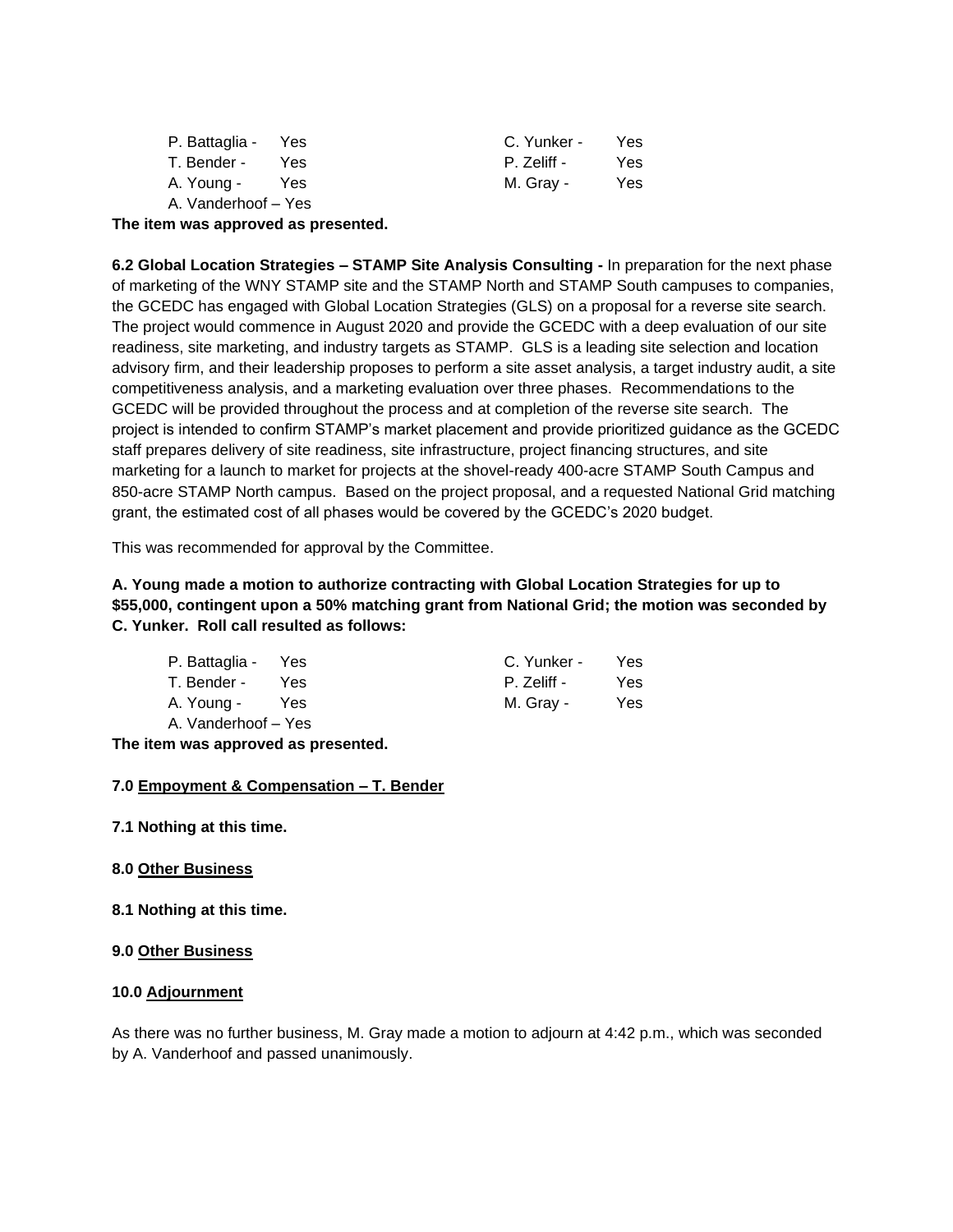| | | | |
|---|---|---|---|
| P. Battaglia - | Yes | C. Yunker - | Yes |
| T. Bender - | Yes | P. Zeliff - | Yes |
| A. Young - | Yes | M. Gray - | Yes |
| A. Vanderhoof – Yes | | | |

**The item was approved as presented.**

**6.2 Global Location Strategies – STAMP Site Analysis Consulting -** In preparation for the next phase of marketing of the WNY STAMP site and the STAMP North and STAMP South campuses to companies, the GCEDC has engaged with Global Location Strategies (GLS) on a proposal for a reverse site search. The project would commence in August 2020 and provide the GCEDC with a deep evaluation of our site readiness, site marketing, and industry targets as STAMP. GLS is a leading site selection and location advisory firm, and their leadership proposes to perform a site asset analysis, a target industry audit, a site competitiveness analysis, and a marketing evaluation over three phases. Recommendations to the GCEDC will be provided throughout the process and at completion of the reverse site search. The project is intended to confirm STAMP's market placement and provide prioritized guidance as the GCEDC staff prepares delivery of site readiness, site infrastructure, project financing structures, and site marketing for a launch to market for projects at the shovel-ready 400-acre STAMP South Campus and 850-acre STAMP North campus. Based on the project proposal, and a requested National Grid matching grant, the estimated cost of all phases would be covered by the GCEDC's 2020 budget.

This was recommended for approval by the Committee.

**A. Young made a motion to authorize contracting with Global Location Strategies for up to \$55,000, contingent upon a 50% matching grant from National Grid; the motion was seconded by C. Yunker. Roll call resulted as follows:**

| | | | |
|---|---|---|---|
| P. Battaglia - | Yes | C. Yunker - | Yes |
| T. Bender - | Yes | P. Zeliff - | Yes |
| A. Young - | Yes | M. Gray - | Yes |
| A. Vanderhoof – Yes | | | |

**The item was approved as presented.**

**7.0 <u>Empoyment & Compensation – T. Bender</u>**

**7.1 Nothing at this time.**

**8.0 <u>Other Business</u>**

**8.1 Nothing at this time.**

**9.0 <u>Other Business</u>**

**10.0 <u>Adjournment</u>**

As there was no further business, M. Gray made a motion to adjourn at 4:42 p.m., which was seconded by A. Vanderhoof and passed unanimously.